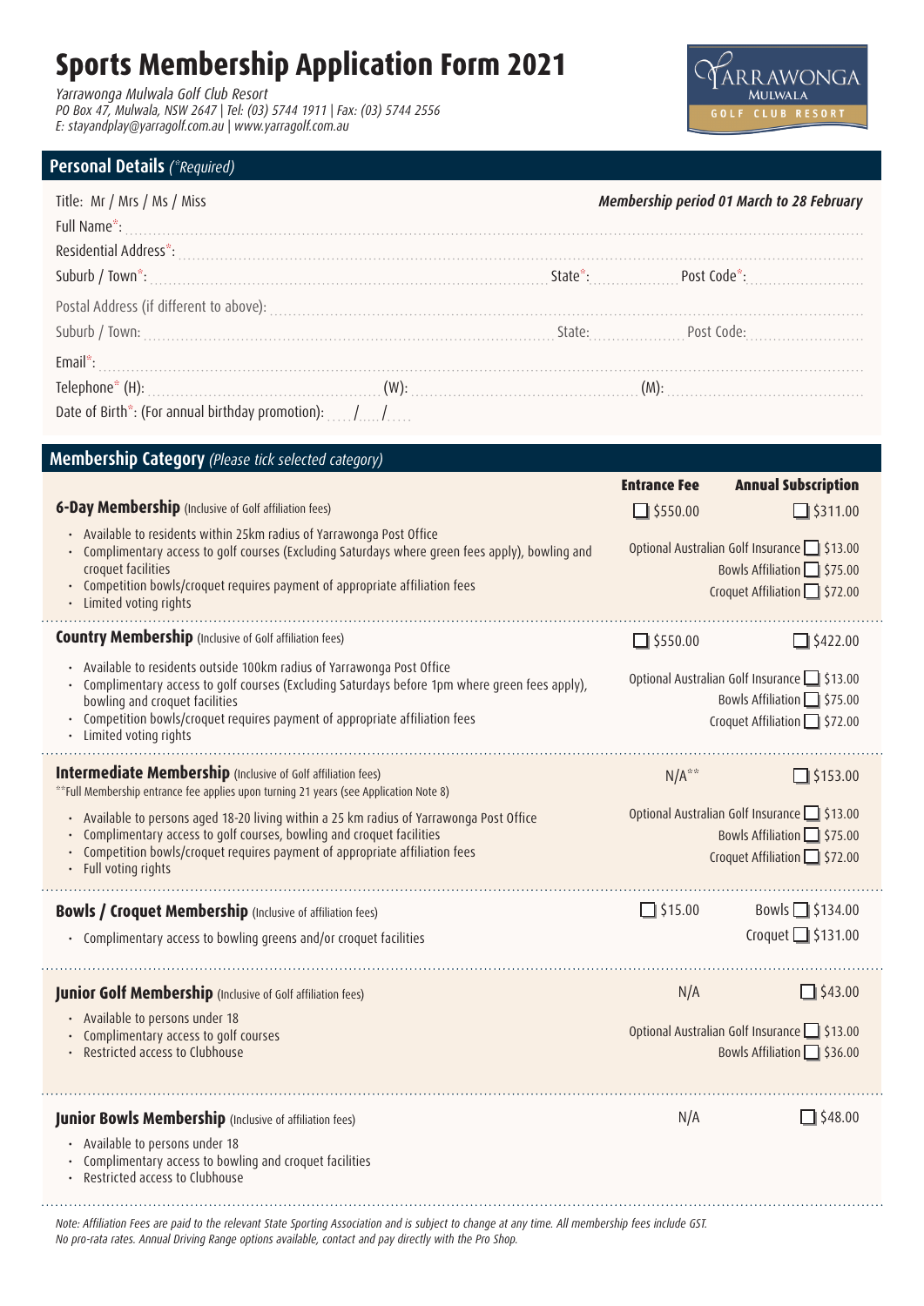# Sports Membership Application Form 2021

*Yarrawonga Mulwala Golf Club Resort*
*PO Box 47, Mulwala, NSW 2647 | Tel: (03) 5744 1911 | Fax: (03) 5744 2556*
*E: stayandplay@yarragolf.com.au | www.yarragolf.com.au*

YARRAWONGA MULWALA GOLF CLUB RESORT

## Personal Details *(*Required)*

Title: Mr / Mrs / Ms / Miss

***Membership period 01 March to 28 February***

Full Name*: ..............................................................................................................................

Residential Address*: ..............................................................................................................

Suburb / Town*: ............................................................ State*: .................. Post Code*: ....................

Postal Address (if different to above): ...................................................................................

Suburb / Town: ............................................................ State: .................. Post Code: ....................

Email*: .......................................................................................................................................

Telephone* (H): ........................................ (W): ........................................ (M): ........................................

Date of Birth*: (For annual birthday promotion): ..... / ..... / .....

## Membership Category *(Please tick selected category)*

| | Entrance Fee | Annual Subscription |
|---|---|---|
| **6-Day Membership** (Inclusive of Golf affiliation fees) | ☐ $550.00 | ☐ $311.00 |
| • Available to residents within 25km radius of Yarrawonga Post Office<br>• Complimentary access to golf courses (Excluding Saturdays where green fees apply), bowling and croquet facilities<br>• Competition bowls/croquet requires payment of appropriate affiliation fees<br>• Limited voting rights | | Optional Australian Golf Insurance ☐ $13.00<br>Bowls Affiliation ☐ $75.00<br>Croquet Affiliation ☐ $72.00 |
| **Country Membership** (Inclusive of Golf affiliation fees) | ☐ $550.00 | ☐ $422.00 |
| • Available to residents outside 100km radius of Yarrawonga Post Office<br>• Complimentary access to golf courses (Excluding Saturdays before 1pm where green fees apply), bowling and croquet facilities<br>• Competition bowls/croquet requires payment of appropriate affiliation fees<br>• Limited voting rights | | Optional Australian Golf Insurance ☐ $13.00<br>Bowls Affiliation ☐ $75.00<br>Croquet Affiliation ☐ $72.00 |
| **Intermediate Membership** (Inclusive of Golf affiliation fees)<br>**Full Membership entrance fee applies upon turning 21 years (see Application Note 8) | N/A** | ☐ $153.00 |
| • Available to persons aged 18-20 living within a 25 km radius of Yarrawonga Post Office<br>• Complimentary access to golf courses, bowling and croquet facilities<br>• Competition bowls/croquet requires payment of appropriate affiliation fees<br>• Full voting rights | | Optional Australian Golf Insurance ☐ $13.00<br>Bowls Affiliation ☐ $75.00<br>Croquet Affiliation ☐ $72.00 |
| **Bowls / Croquet Membership** (Inclusive of affiliation fees) | ☐ $15.00 | Bowls ☐ $134.00 |
| • Complimentary access to bowling greens and/or croquet facilities | | Croquet ☐ $131.00 |
| **Junior Golf Membership** (Inclusive of Golf affiliation fees) | N/A | ☐ $43.00 |
| • Available to persons under 18<br>• Complimentary access to golf courses<br>• Restricted access to Clubhouse | | Optional Australian Golf Insurance ☐ $13.00<br>Bowls Affiliation ☐ $36.00 |
| **Junior Bowls Membership** (Inclusive of affiliation fees) | N/A | ☐ $48.00 |
| • Available to persons under 18<br>• Complimentary access to bowling and croquet facilities<br>• Restricted access to Clubhouse | | |

*Note: Affiliation Fees are paid to the relevant State Sporting Association and is subject to change at any time. All membership fees include GST.*
*No pro-rata rates. Annual Driving Range options available, contact and pay directly with the Pro Shop.*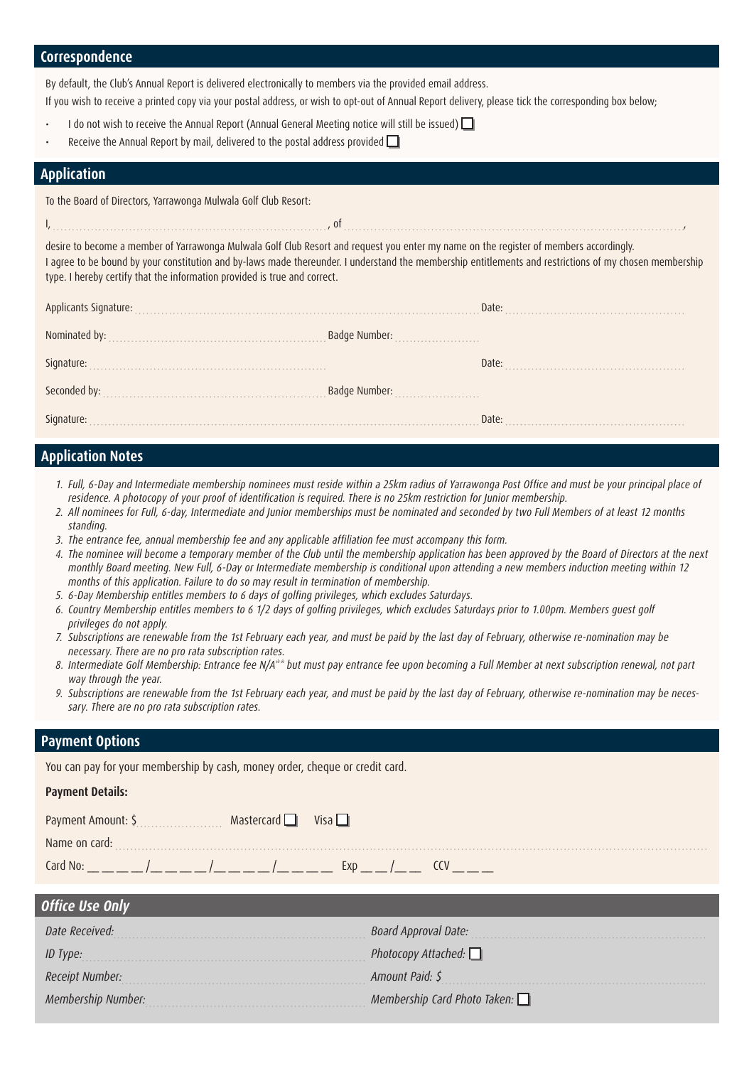## Correspondence

By default, the Club's Annual Report is delivered electronically to members via the provided email address.

If you wish to receive a printed copy via your postal address, or wish to opt-out of Annual Report delivery, please tick the corresponding box below;

- I do not wish to receive the Annual Report (Annual General Meeting notice will still be issued) ☐
- Receive the Annual Report by mail, delivered to the postal address provided ☐

## Application

To the Board of Directors, Yarrawonga Mulwala Golf Club Resort:

I, ........................................................................., of ..........................................................................................,

desire to become a member of Yarrawonga Mulwala Golf Club Resort and request you enter my name on the register of members accordingly.
I agree to be bound by your constitution and by-laws made thereunder. I understand the membership entitlements and restrictions of my chosen membership type. I hereby certify that the information provided is true and correct.

Applicants Signature: .......................................................................................... Date: ...............................................

Nominated by: ........................................................... Badge Number: ........................

Signature: ........................................................................ Date: ...............................................

Seconded by: ........................................................... Badge Number: ........................

Signature: .......................................................................................... Date: ...............................................

## Application Notes

1. *Full, 6-Day and Intermediate membership nominees must reside within a 25km radius of Yarrawonga Post Office and must be your principal place of residence. A photocopy of your proof of identification is required. There is no 25km restriction for Junior membership.*
2. *All nominees for Full, 6-day, Intermediate and Junior memberships must be nominated and seconded by two Full Members of at least 12 months standing.*
3. *The entrance fee, annual membership fee and any applicable affiliation fee must accompany this form.*
4. *The nominee will become a temporary member of the Club until the membership application has been approved by the Board of Directors at the next monthly Board meeting. New Full, 6-Day or Intermediate membership is conditional upon attending a new members induction meeting within 12 months of this application. Failure to do so may result in termination of membership.*
5. *6-Day Membership entitles members to 6 days of golfing privileges, which excludes Saturdays.*
6. *Country Membership entitles members to 6 1/2 days of golfing privileges, which excludes Saturdays prior to 1.00pm. Members guest golf privileges do not apply.*
7. *Subscriptions are renewable from the 1st February each year, and must be paid by the last day of February, otherwise re-nomination may be necessary. There are no pro rata subscription rates.*
8. *Intermediate Golf Membership: Entrance fee N/A\*\* but must pay entrance fee upon becoming a Full Member at next subscription renewal, not part way through the year.*
9. *Subscriptions are renewable from the 1st February each year, and must be paid by the last day of February, otherwise re-nomination may be necessary. There are no pro rata subscription rates.*

## Payment Options

You can pay for your membership by cash, money order, cheque or credit card.

**Payment Details:**

Payment Amount: $ ........................ Mastercard ☐ Visa ☐

Name on card: ..........................................................................................................................................

Card No: _ _ _ _ / _ _ _ _ / _ _ _ _ / _ _ _ _ Exp _ _ / _ _ CCV _ _ _

## *Office Use Only*

*Date Received:* ........................................ *Board Approval Date:* ........................................

*ID Type:* ........................................ *Photocopy Attached:* ☐

*Receipt Number:* ........................................ *Amount Paid: $* ........................................

*Membership Number:* ........................................ *Membership Card Photo Taken:* ☐